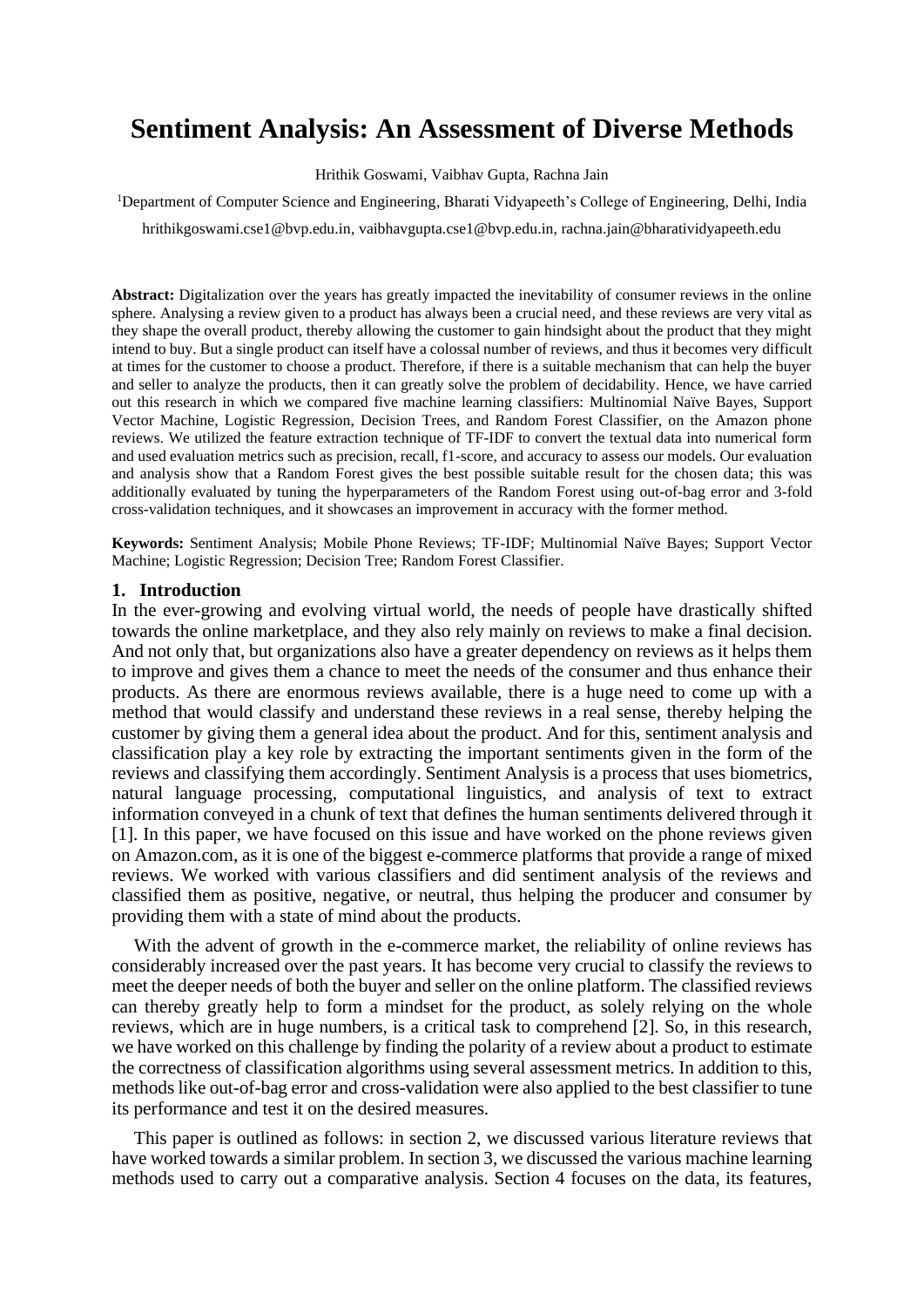# Sentiment Analysis: An Assessment of Diverse Methods

Hrithik Goswami, Vaibhav Gupta, Rachna Jain

[1]Department of Computer Science and Engineering, Bharati Vidyapeeth's College of Engineering, Delhi, India

hrithikgoswami.cse1@bvp.edu.in, vaibhavgupta.cse1@bvp.edu.in, rachna.jain@bharatividyapeeth.edu

**Abstract:** Digitalization over the years has greatly impacted the inevitability of consumer reviews in the online sphere. Analysing a review given to a product has always been a crucial need, and these reviews are very vital as they shape the overall product, thereby allowing the customer to gain hindsight about the product that they might intend to buy. But a single product can itself have a colossal number of reviews, and thus it becomes very difficult at times for the customer to choose a product. Therefore, if there is a suitable mechanism that can help the buyer and seller to analyze the products, then it can greatly solve the problem of decidability. Hence, we have carried out this research in which we compared five machine learning classifiers: Multinomial Naïve Bayes, Support Vector Machine, Logistic Regression, Decision Trees, and Random Forest Classifier, on the Amazon phone reviews. We utilized the feature extraction technique of TF-IDF to convert the textual data into numerical form and used evaluation metrics such as precision, recall, f1-score, and accuracy to assess our models. Our evaluation and analysis show that a Random Forest gives the best possible suitable result for the chosen data; this was additionally evaluated by tuning the hyperparameters of the Random Forest using out-of-bag error and 3-fold cross-validation techniques, and it showcases an improvement in accuracy with the former method.

**Keywords:** Sentiment Analysis; Mobile Phone Reviews; TF-IDF; Multinomial Naïve Bayes; Support Vector Machine; Logistic Regression; Decision Tree; Random Forest Classifier.

## 1. Introduction

In the ever-growing and evolving virtual world, the needs of people have drastically shifted towards the online marketplace, and they also rely mainly on reviews to make a final decision. And not only that, but organizations also have a greater dependency on reviews as it helps them to improve and gives them a chance to meet the needs of the consumer and thus enhance their products. As there are enormous reviews available, there is a huge need to come up with a method that would classify and understand these reviews in a real sense, thereby helping the customer by giving them a general idea about the product. And for this, sentiment analysis and classification play a key role by extracting the important sentiments given in the form of the reviews and classifying them accordingly. Sentiment Analysis is a process that uses biometrics, natural language processing, computational linguistics, and analysis of text to extract information conveyed in a chunk of text that defines the human sentiments delivered through it [1]. In this paper, we have focused on this issue and have worked on the phone reviews given on Amazon.com, as it is one of the biggest e-commerce platforms that provide a range of mixed reviews. We worked with various classifiers and did sentiment analysis of the reviews and classified them as positive, negative, or neutral, thus helping the producer and consumer by providing them with a state of mind about the products.

With the advent of growth in the e-commerce market, the reliability of online reviews has considerably increased over the past years. It has become very crucial to classify the reviews to meet the deeper needs of both the buyer and seller on the online platform. The classified reviews can thereby greatly help to form a mindset for the product, as solely relying on the whole reviews, which are in huge numbers, is a critical task to comprehend [2]. So, in this research, we have worked on this challenge by finding the polarity of a review about a product to estimate the correctness of classification algorithms using several assessment metrics. In addition to this, methods like out-of-bag error and cross-validation were also applied to the best classifier to tune its performance and test it on the desired measures.

This paper is outlined as follows: in section 2, we discussed various literature reviews that have worked towards a similar problem. In section 3, we discussed the various machine learning methods used to carry out a comparative analysis. Section 4 focuses on the data, its features,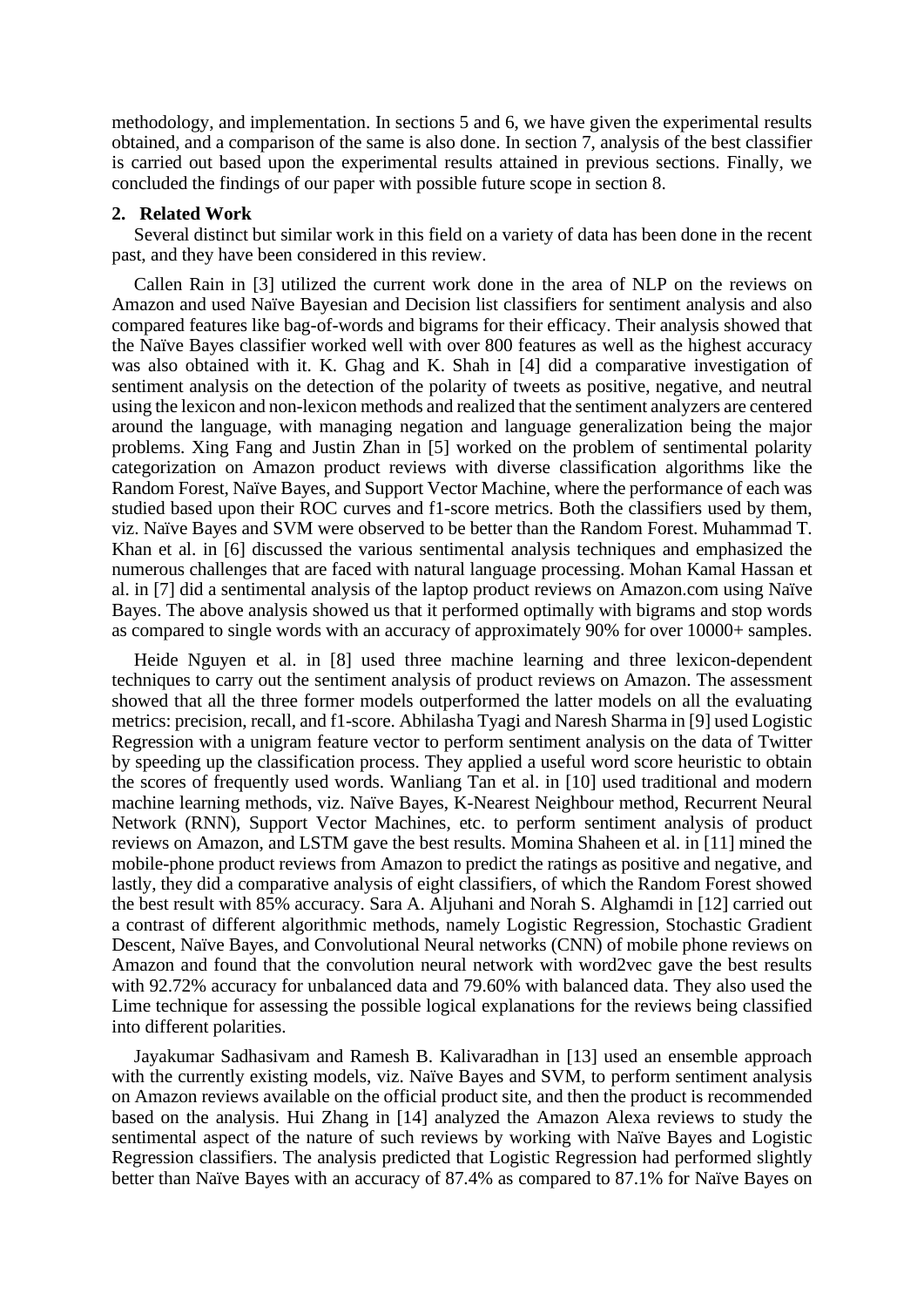methodology, and implementation. In sections 5 and 6, we have given the experimental results obtained, and a comparison of the same is also done. In section 7, analysis of the best classifier is carried out based upon the experimental results attained in previous sections. Finally, we concluded the findings of our paper with possible future scope in section 8.

## 2. Related Work

Several distinct but similar work in this field on a variety of data has been done in the recent past, and they have been considered in this review.

Callen Rain in [3] utilized the current work done in the area of NLP on the reviews on Amazon and used Naïve Bayesian and Decision list classifiers for sentiment analysis and also compared features like bag-of-words and bigrams for their efficacy. Their analysis showed that the Naïve Bayes classifier worked well with over 800 features as well as the highest accuracy was also obtained with it. K. Ghag and K. Shah in [4] did a comparative investigation of sentiment analysis on the detection of the polarity of tweets as positive, negative, and neutral using the lexicon and non-lexicon methods and realized that the sentiment analyzers are centered around the language, with managing negation and language generalization being the major problems. Xing Fang and Justin Zhan in [5] worked on the problem of sentimental polarity categorization on Amazon product reviews with diverse classification algorithms like the Random Forest, Naïve Bayes, and Support Vector Machine, where the performance of each was studied based upon their ROC curves and f1-score metrics. Both the classifiers used by them, viz. Naïve Bayes and SVM were observed to be better than the Random Forest. Muhammad T. Khan et al. in [6] discussed the various sentimental analysis techniques and emphasized the numerous challenges that are faced with natural language processing. Mohan Kamal Hassan et al. in [7] did a sentimental analysis of the laptop product reviews on Amazon.com using Naïve Bayes. The above analysis showed us that it performed optimally with bigrams and stop words as compared to single words with an accuracy of approximately 90% for over 10000+ samples.

Heide Nguyen et al. in [8] used three machine learning and three lexicon-dependent techniques to carry out the sentiment analysis of product reviews on Amazon. The assessment showed that all the three former models outperformed the latter models on all the evaluating metrics: precision, recall, and f1-score. Abhilasha Tyagi and Naresh Sharma in [9] used Logistic Regression with a unigram feature vector to perform sentiment analysis on the data of Twitter by speeding up the classification process. They applied a useful word score heuristic to obtain the scores of frequently used words. Wanliang Tan et al. in [10] used traditional and modern machine learning methods, viz. Naïve Bayes, K-Nearest Neighbour method, Recurrent Neural Network (RNN), Support Vector Machines, etc. to perform sentiment analysis of product reviews on Amazon, and LSTM gave the best results. Momina Shaheen et al. in [11] mined the mobile-phone product reviews from Amazon to predict the ratings as positive and negative, and lastly, they did a comparative analysis of eight classifiers, of which the Random Forest showed the best result with 85% accuracy. Sara A. Aljuhani and Norah S. Alghamdi in [12] carried out a contrast of different algorithmic methods, namely Logistic Regression, Stochastic Gradient Descent, Naïve Bayes, and Convolutional Neural networks (CNN) of mobile phone reviews on Amazon and found that the convolution neural network with word2vec gave the best results with 92.72% accuracy for unbalanced data and 79.60% with balanced data. They also used the Lime technique for assessing the possible logical explanations for the reviews being classified into different polarities.

Jayakumar Sadhasivam and Ramesh B. Kalivaradhan in [13] used an ensemble approach with the currently existing models, viz. Naïve Bayes and SVM, to perform sentiment analysis on Amazon reviews available on the official product site, and then the product is recommended based on the analysis. Hui Zhang in [14] analyzed the Amazon Alexa reviews to study the sentimental aspect of the nature of such reviews by working with Naïve Bayes and Logistic Regression classifiers. The analysis predicted that Logistic Regression had performed slightly better than Naïve Bayes with an accuracy of 87.4% as compared to 87.1% for Naïve Bayes on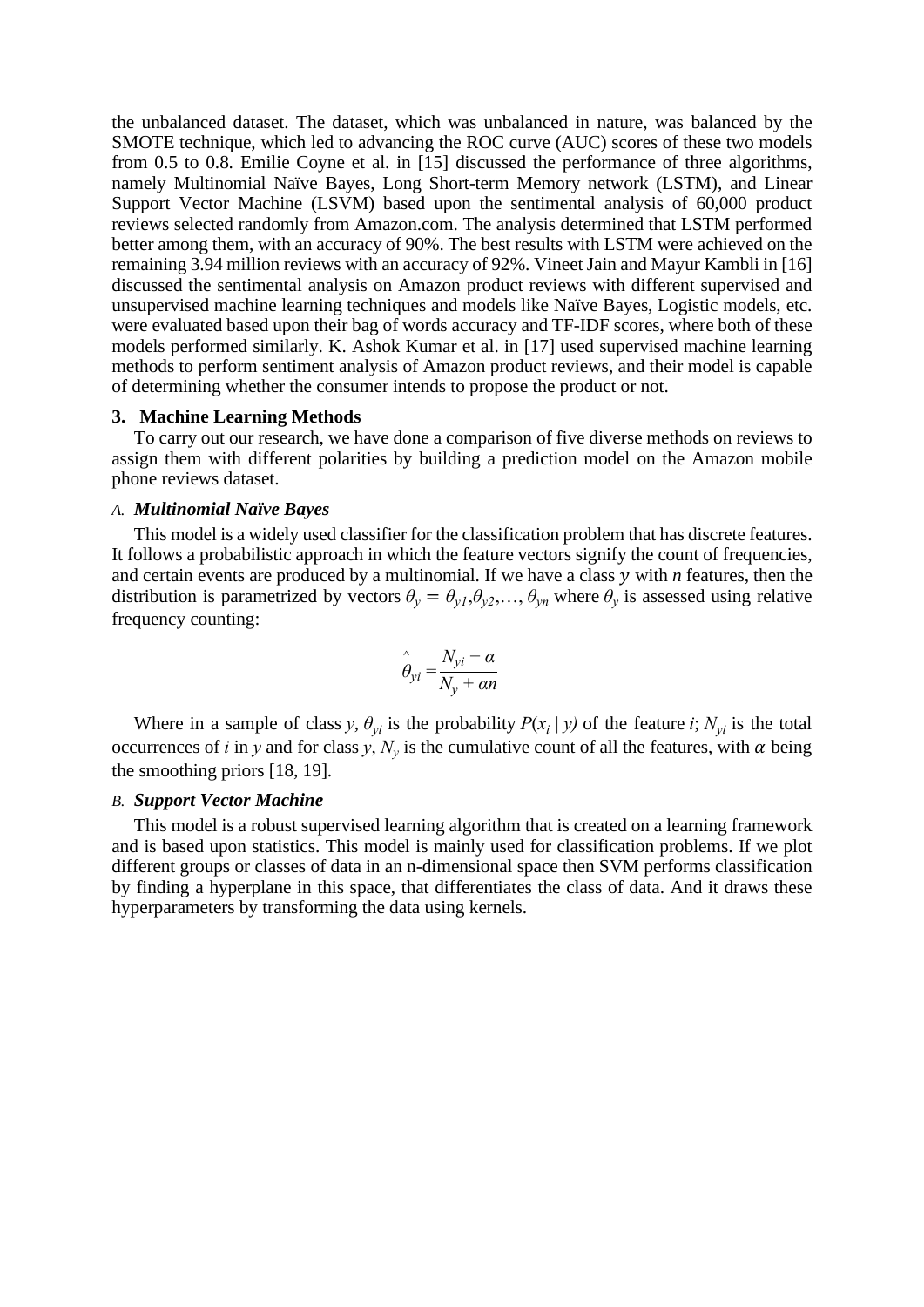the unbalanced dataset. The dataset, which was unbalanced in nature, was balanced by the SMOTE technique, which led to advancing the ROC curve (AUC) scores of these two models from 0.5 to 0.8. Emilie Coyne et al. in [15] discussed the performance of three algorithms, namely Multinomial Naïve Bayes, Long Short-term Memory network (LSTM), and Linear Support Vector Machine (LSVM) based upon the sentimental analysis of 60,000 product reviews selected randomly from Amazon.com. The analysis determined that LSTM performed better among them, with an accuracy of 90%. The best results with LSTM were achieved on the remaining 3.94 million reviews with an accuracy of 92%. Vineet Jain and Mayur Kambli in [16] discussed the sentimental analysis on Amazon product reviews with different supervised and unsupervised machine learning techniques and models like Naïve Bayes, Logistic models, etc. were evaluated based upon their bag of words accuracy and TF-IDF scores, where both of these models performed similarly. K. Ashok Kumar et al. in [17] used supervised machine learning methods to perform sentiment analysis of Amazon product reviews, and their model is capable of determining whether the consumer intends to propose the product or not.

## 3. Machine Learning Methods

To carry out our research, we have done a comparison of five diverse methods on reviews to assign them with different polarities by building a prediction model on the Amazon mobile phone reviews dataset.

### *A.* ***Multinomial Naïve Bayes***

This model is a widely used classifier for the classification problem that has discrete features. It follows a probabilistic approach in which the feature vectors signify the count of frequencies, and certain events are produced by a multinomial. If we have a class $y$ with $n$ features, then the distribution is parametrized by vectors $\theta_y = \theta_{y1}, \theta_{y2}, \ldots, \theta_{yn}$ where $\theta_y$ is assessed using relative frequency counting:

$$\hat{\theta}_{yi} = \frac{N_{yi} + \alpha}{N_y + \alpha n}$$

Where in a sample of class $y$, $\theta_{yi}$ is the probability $P(x_i \mid y)$ of the feature $i$; $N_{yi}$ is the total occurrences of $i$ in $y$ and for class $y$, $N_y$ is the cumulative count of all the features, with $\alpha$ being the smoothing priors [18, 19].

### *B.* ***Support Vector Machine***

This model is a robust supervised learning algorithm that is created on a learning framework and is based upon statistics. This model is mainly used for classification problems. If we plot different groups or classes of data in an n-dimensional space then SVM performs classification by finding a hyperplane in this space, that differentiates the class of data. And it draws these hyperparameters by transforming the data using kernels.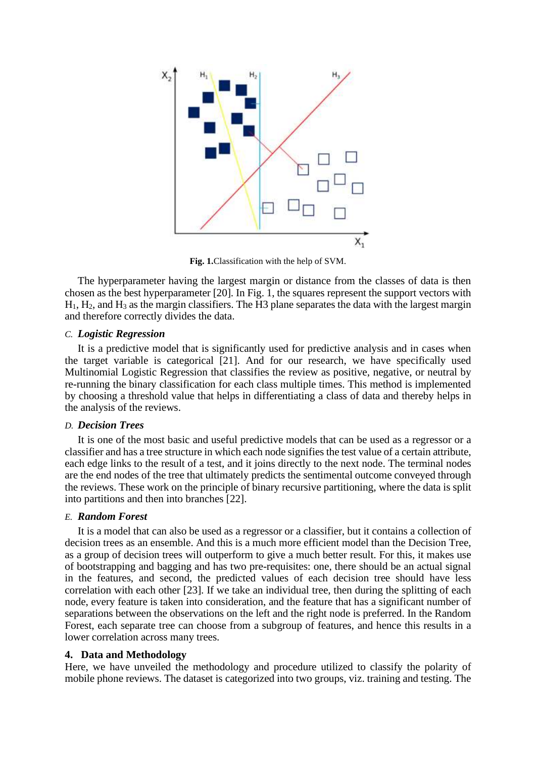**Fig. 1.**Classification with the help of SVM.

The hyperparameter having the largest margin or distance from the classes of data is then chosen as the best hyperparameter [20]. In Fig. 1, the squares represent the support vectors with $H_1$, $H_2$, and $H_3$ as the margin classifiers. The H3 plane separates the data with the largest margin and therefore correctly divides the data.

### *C. Logistic Regression*

It is a predictive model that is significantly used for predictive analysis and in cases when the target variable is categorical [21]. And for our research, we have specifically used Multinomial Logistic Regression that classifies the review as positive, negative, or neutral by re-running the binary classification for each class multiple times. This method is implemented by choosing a threshold value that helps in differentiating a class of data and thereby helps in the analysis of the reviews.

### *D. Decision Trees*

It is one of the most basic and useful predictive models that can be used as a regressor or a classifier and has a tree structure in which each node signifies the test value of a certain attribute, each edge links to the result of a test, and it joins directly to the next node. The terminal nodes are the end nodes of the tree that ultimately predicts the sentimental outcome conveyed through the reviews. These work on the principle of binary recursive partitioning, where the data is split into partitions and then into branches [22].

### *E. Random Forest*

It is a model that can also be used as a regressor or a classifier, but it contains a collection of decision trees as an ensemble. And this is a much more efficient model than the Decision Tree, as a group of decision trees will outperform to give a much better result. For this, it makes use of bootstrapping and bagging and has two pre-requisites: one, there should be an actual signal in the features, and second, the predicted values of each decision tree should have less correlation with each other [23]. If we take an individual tree, then during the splitting of each node, every feature is taken into consideration, and the feature that has a significant number of separations between the observations on the left and the right node is preferred. In the Random Forest, each separate tree can choose from a subgroup of features, and hence this results in a lower correlation across many trees.

## 4. Data and Methodology

Here, we have unveiled the methodology and procedure utilized to classify the polarity of mobile phone reviews. The dataset is categorized into two groups, viz. training and testing. The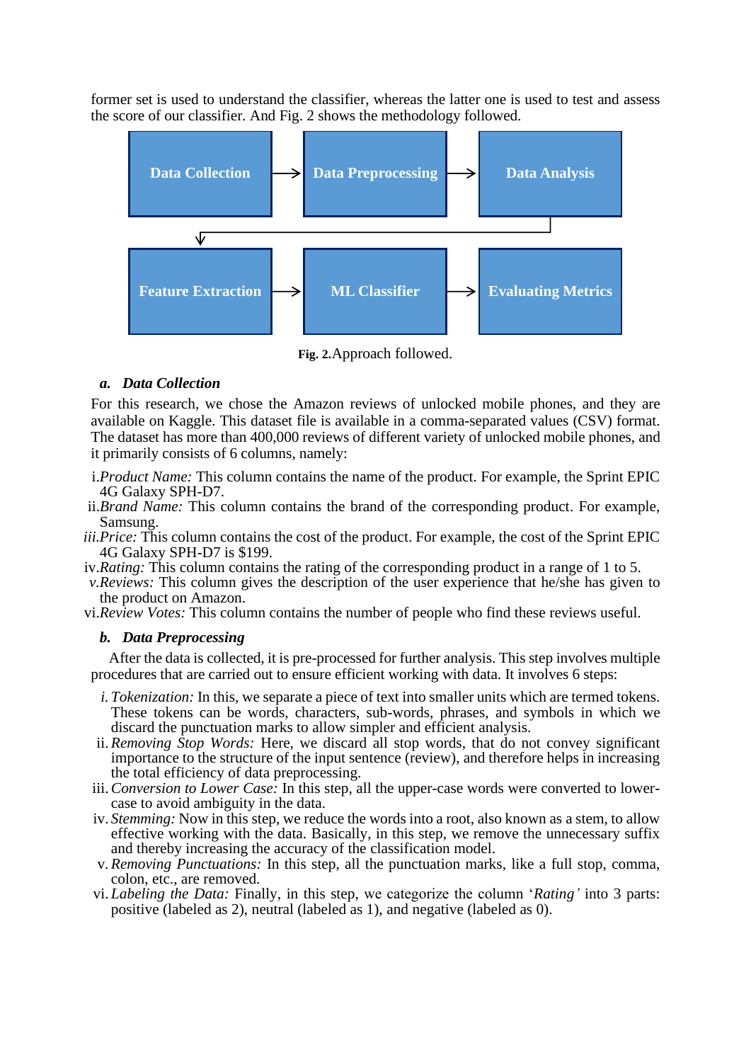former set is used to understand the classifier, whereas the latter one is used to test and assess the score of our classifier. And Fig. 2 shows the methodology followed.

Data Collection → Data Preprocessing → Data Analysis → Feature Extraction → ML Classifier → Evaluating Metrics

**Fig. 2.** Approach followed.

### *a. Data Collection*

For this research, we chose the Amazon reviews of unlocked mobile phones, and they are available on Kaggle. This dataset file is available in a comma-separated values (CSV) format. The dataset has more than 400,000 reviews of different variety of unlocked mobile phones, and it primarily consists of 6 columns, namely:

i. *Product Name:* This column contains the name of the product. For example, the Sprint EPIC 4G Galaxy SPH-D7.

ii. *Brand Name:* This column contains the brand of the corresponding product. For example, Samsung.

iii. *Price:* This column contains the cost of the product. For example, the cost of the Sprint EPIC 4G Galaxy SPH-D7 is $199.

iv. *Rating:* This column contains the rating of the corresponding product in a range of 1 to 5.

v. *Reviews:* This column gives the description of the user experience that he/she has given to the product on Amazon.

vi. *Review Votes:* This column contains the number of people who find these reviews useful.

### *b. Data Preprocessing*

After the data is collected, it is pre-processed for further analysis. This step involves multiple procedures that are carried out to ensure efficient working with data. It involves 6 steps:

i. *Tokenization:* In this, we separate a piece of text into smaller units which are termed tokens. These tokens can be words, characters, sub-words, phrases, and symbols in which we discard the punctuation marks to allow simpler and efficient analysis.

ii. *Removing Stop Words:* Here, we discard all stop words, that do not convey significant importance to the structure of the input sentence (review), and therefore helps in increasing the total efficiency of data preprocessing.

iii. *Conversion to Lower Case:* In this step, all the upper-case words were converted to lower-case to avoid ambiguity in the data.

iv. *Stemming:* Now in this step, we reduce the words into a root, also known as a stem, to allow effective working with the data. Basically, in this step, we remove the unnecessary suffix and thereby increasing the accuracy of the classification model.

v. *Removing Punctuations:* In this step, all the punctuation marks, like a full stop, comma, colon, etc., are removed.

vi. *Labeling the Data:* Finally, in this step, we categorize the column '*Rating'* into 3 parts: positive (labeled as 2), neutral (labeled as 1), and negative (labeled as 0).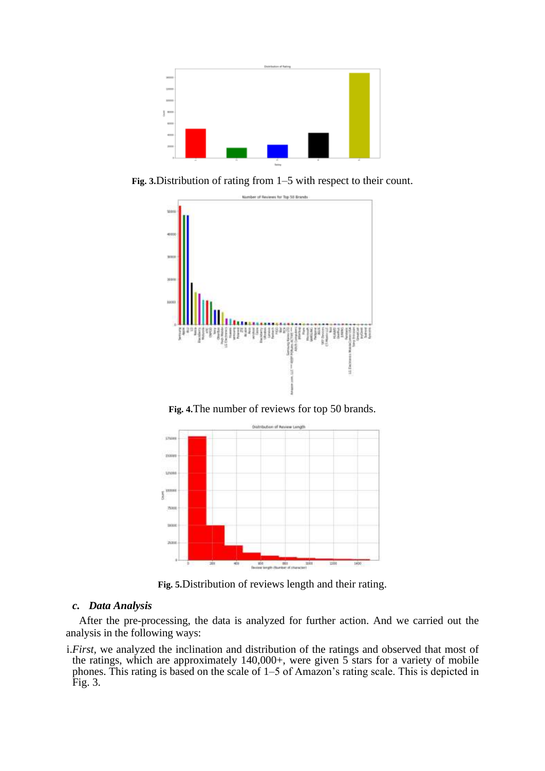**Fig. 3.** Distribution of rating from 1–5 with respect to their count.

**Fig. 4.** The number of reviews for top 50 brands.

**Fig. 5.** Distribution of reviews length and their rating.

### *c. Data Analysis*

After the pre-processing, the data is analyzed for further action. And we carried out the analysis in the following ways:

i. *First*, we analyzed the inclination and distribution of the ratings and observed that most of the ratings, which are approximately 140,000+, were given 5 stars for a variety of mobile phones. This rating is based on the scale of 1–5 of Amazon's rating scale. This is depicted in Fig. 3.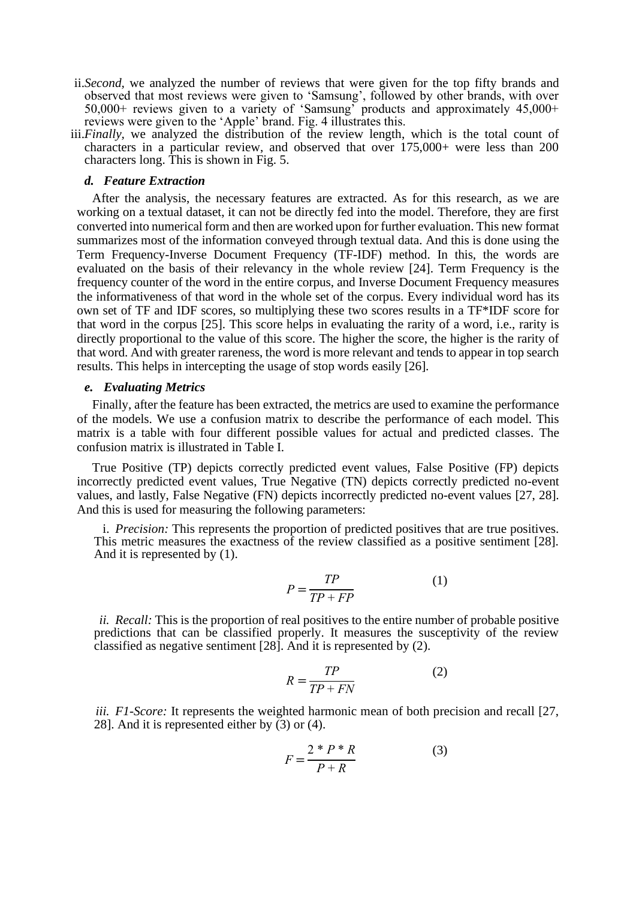ii. *Second,* we analyzed the number of reviews that were given for the top fifty brands and observed that most reviews were given to 'Samsung', followed by other brands, with over 50,000+ reviews given to a variety of 'Samsung' products and approximately 45,000+ reviews were given to the 'Apple' brand. Fig. 4 illustrates this.

iii. *Finally,* we analyzed the distribution of the review length, which is the total count of characters in a particular review, and observed that over 175,000+ were less than 200 characters long. This is shown in Fig. 5.

### *d. Feature Extraction*

After the analysis, the necessary features are extracted. As for this research, as we are working on a textual dataset, it can not be directly fed into the model. Therefore, they are first converted into numerical form and then are worked upon for further evaluation. This new format summarizes most of the information conveyed through textual data. And this is done using the Term Frequency-Inverse Document Frequency (TF-IDF) method. In this, the words are evaluated on the basis of their relevancy in the whole review [24]. Term Frequency is the frequency counter of the word in the entire corpus, and Inverse Document Frequency measures the informativeness of that word in the whole set of the corpus. Every individual word has its own set of TF and IDF scores, so multiplying these two scores results in a TF*IDF score for that word in the corpus [25]. This score helps in evaluating the rarity of a word, i.e., rarity is directly proportional to the value of this score. The higher the score, the higher is the rarity of that word. And with greater rareness, the word is more relevant and tends to appear in top search results. This helps in intercepting the usage of stop words easily [26].

### *e. Evaluating Metrics*

Finally, after the feature has been extracted, the metrics are used to examine the performance of the models. We use a confusion matrix to describe the performance of each model. This matrix is a table with four different possible values for actual and predicted classes. The confusion matrix is illustrated in Table I.

True Positive (TP) depicts correctly predicted event values, False Positive (FP) depicts incorrectly predicted event values, True Negative (TN) depicts correctly predicted no-event values, and lastly, False Negative (FN) depicts incorrectly predicted no-event values [27, 28]. And this is used for measuring the following parameters:

i. *Precision:* This represents the proportion of predicted positives that are true positives. This metric measures the exactness of the review classified as a positive sentiment [28]. And it is represented by (1).

$$P = \frac{TP}{TP + FP} \quad (1)$$

ii. *Recall:* This is the proportion of real positives to the entire number of probable positive predictions that can be classified properly. It measures the susceptivity of the review classified as negative sentiment [28]. And it is represented by (2).

$$R = \frac{TP}{TP + FN} \quad (2)$$

iii. *F1-Score:* It represents the weighted harmonic mean of both precision and recall [27, 28]. And it is represented either by (3) or (4).

$$F = \frac{2 * P * R}{P + R} \quad (3)$$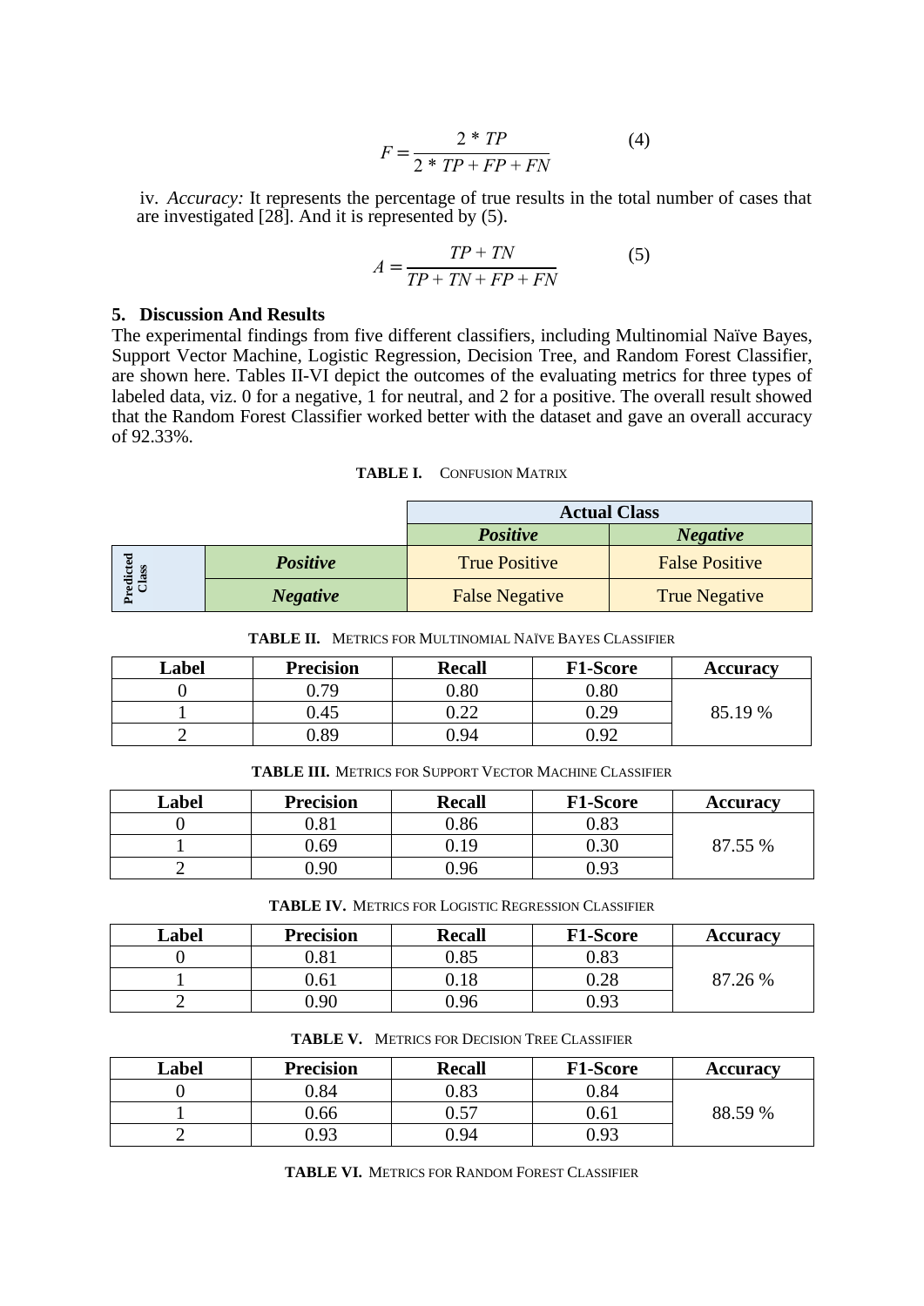$$F = \frac{2 * TP}{2 * TP + FP + FN} \tag{4}$$

iv. *Accuracy:* It represents the percentage of true results in the total number of cases that are investigated [28]. And it is represented by (5).

$$A = \frac{TP + TN}{TP + TN + FP + FN} \tag{5}$$

## 5. Discussion And Results

The experimental findings from five different classifiers, including Multinomial Naïve Bayes, Support Vector Machine, Logistic Regression, Decision Tree, and Random Forest Classifier, are shown here. Tables II-VI depict the outcomes of the evaluating metrics for three types of labeled data, viz. 0 for a negative, 1 for neutral, and 2 for a positive. The overall result showed that the Random Forest Classifier worked better with the dataset and gave an overall accuracy of 92.33%.

**TABLE I.** CONFUSION MATRIX

| | | Actual Class | |
|---|---|---|---|
| | | ***Positive*** | ***Negative*** |
| Predicted Class | ***Positive*** | True Positive | False Positive |
| | ***Negative*** | False Negative | True Negative |

**TABLE II.** METRICS FOR MULTINOMIAL NAÏVE BAYES CLASSIFIER

| Label | Precision | Recall | F1-Score | Accuracy |
|---|---|---|---|---|
| 0 | 0.79 | 0.80 | 0.80 | 85.19 % |
| 1 | 0.45 | 0.22 | 0.29 | |
| 2 | 0.89 | 0.94 | 0.92 | |

**TABLE III.** METRICS FOR SUPPORT VECTOR MACHINE CLASSIFIER

| Label | Precision | Recall | F1-Score | Accuracy |
|---|---|---|---|---|
| 0 | 0.81 | 0.86 | 0.83 | 87.55 % |
| 1 | 0.69 | 0.19 | 0.30 | |
| 2 | 0.90 | 0.96 | 0.93 | |

**TABLE IV.** METRICS FOR LOGISTIC REGRESSION CLASSIFIER

| Label | Precision | Recall | F1-Score | Accuracy |
|---|---|---|---|---|
| 0 | 0.81 | 0.85 | 0.83 | 87.26 % |
| 1 | 0.61 | 0.18 | 0.28 | |
| 2 | 0.90 | 0.96 | 0.93 | |

**TABLE V.** METRICS FOR DECISION TREE CLASSIFIER

| Label | Precision | Recall | F1-Score | Accuracy |
|---|---|---|---|---|
| 0 | 0.84 | 0.83 | 0.84 | 88.59 % |
| 1 | 0.66 | 0.57 | 0.61 | |
| 2 | 0.93 | 0.94 | 0.93 | |

**TABLE VI.** METRICS FOR RANDOM FOREST CLASSIFIER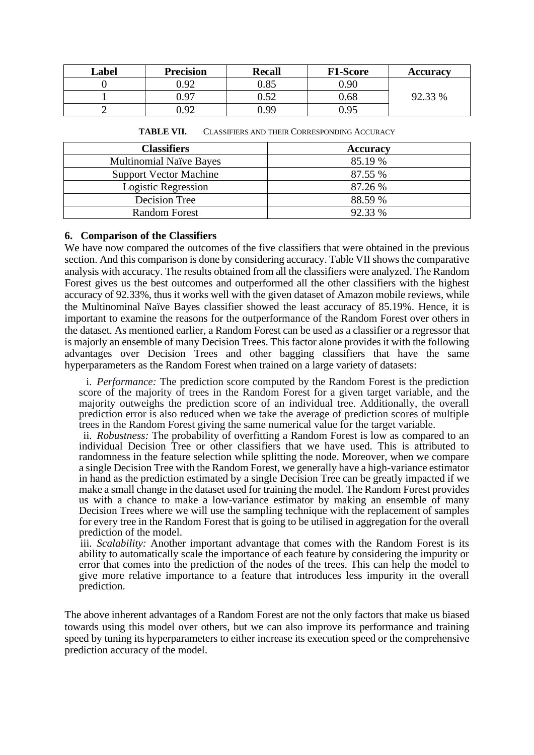| Label | Precision | Recall | F1-Score | Accuracy |
|---|---|---|---|---|
| 0 | 0.92 | 0.85 | 0.90 | 92.33 % |
| 1 | 0.97 | 0.52 | 0.68 | |
| 2 | 0.92 | 0.99 | 0.95 | |

**TABLE VII.** CLASSIFIERS AND THEIR CORRESPONDING ACCURACY

| Classifiers | Accuracy |
|---|---|
| Multinomial Naïve Bayes | 85.19 % |
| Support Vector Machine | 87.55 % |
| Logistic Regression | 87.26 % |
| Decision Tree | 88.59 % |
| Random Forest | 92.33 % |

### 6. Comparison of the Classifiers

We have now compared the outcomes of the five classifiers that were obtained in the previous section. And this comparison is done by considering accuracy. Table VII shows the comparative analysis with accuracy. The results obtained from all the classifiers were analyzed. The Random Forest gives us the best outcomes and outperformed all the other classifiers with the highest accuracy of 92.33%, thus it works well with the given dataset of Amazon mobile reviews, while the Multinominal Naïve Bayes classifier showed the least accuracy of 85.19%. Hence, it is important to examine the reasons for the outperformance of the Random Forest over others in the dataset. As mentioned earlier, a Random Forest can be used as a classifier or a regressor that is majorly an ensemble of many Decision Trees. This factor alone provides it with the following advantages over Decision Trees and other bagging classifiers that have the same hyperparameters as the Random Forest when trained on a large variety of datasets:

i. *Performance:* The prediction score computed by the Random Forest is the prediction score of the majority of trees in the Random Forest for a given target variable, and the majority outweighs the prediction score of an individual tree. Additionally, the overall prediction error is also reduced when we take the average of prediction scores of multiple trees in the Random Forest giving the same numerical value for the target variable.

ii. *Robustness:* The probability of overfitting a Random Forest is low as compared to an individual Decision Tree or other classifiers that we have used. This is attributed to randomness in the feature selection while splitting the node. Moreover, when we compare a single Decision Tree with the Random Forest, we generally have a high-variance estimator in hand as the prediction estimated by a single Decision Tree can be greatly impacted if we make a small change in the dataset used for training the model. The Random Forest provides us with a chance to make a low-variance estimator by making an ensemble of many Decision Trees where we will use the sampling technique with the replacement of samples for every tree in the Random Forest that is going to be utilised in aggregation for the overall prediction of the model.

iii. *Scalability:* Another important advantage that comes with the Random Forest is its ability to automatically scale the importance of each feature by considering the impurity or error that comes into the prediction of the nodes of the trees. This can help the model to give more relative importance to a feature that introduces less impurity in the overall prediction.

The above inherent advantages of a Random Forest are not the only factors that make us biased towards using this model over others, but we can also improve its performance and training speed by tuning its hyperparameters to either increase its execution speed or the comprehensive prediction accuracy of the model.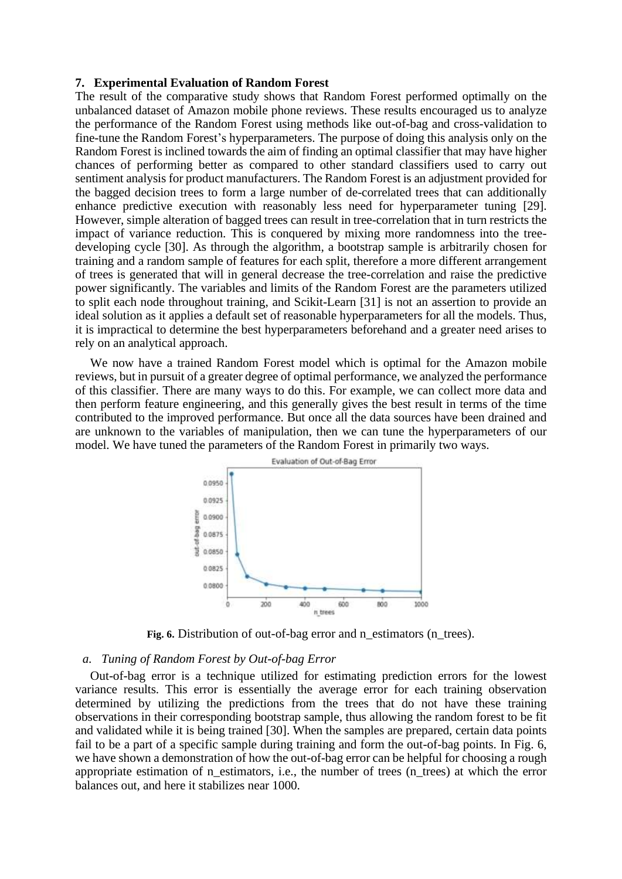## 7. Experimental Evaluation of Random Forest

The result of the comparative study shows that Random Forest performed optimally on the unbalanced dataset of Amazon mobile phone reviews. These results encouraged us to analyze the performance of the Random Forest using methods like out-of-bag and cross-validation to fine-tune the Random Forest's hyperparameters. The purpose of doing this analysis only on the Random Forest is inclined towards the aim of finding an optimal classifier that may have higher chances of performing better as compared to other standard classifiers used to carry out sentiment analysis for product manufacturers. The Random Forest is an adjustment provided for the bagged decision trees to form a large number of de-correlated trees that can additionally enhance predictive execution with reasonably less need for hyperparameter tuning [29]. However, simple alteration of bagged trees can result in tree-correlation that in turn restricts the impact of variance reduction. This is conquered by mixing more randomness into the tree-developing cycle [30]. As through the algorithm, a bootstrap sample is arbitrarily chosen for training and a random sample of features for each split, therefore a more different arrangement of trees is generated that will in general decrease the tree-correlation and raise the predictive power significantly. The variables and limits of the Random Forest are the parameters utilized to split each node throughout training, and Scikit-Learn [31] is not an assertion to provide an ideal solution as it applies a default set of reasonable hyperparameters for all the models. Thus, it is impractical to determine the best hyperparameters beforehand and a greater need arises to rely on an analytical approach.

We now have a trained Random Forest model which is optimal for the Amazon mobile reviews, but in pursuit of a greater degree of optimal performance, we analyzed the performance of this classifier. There are many ways to do this. For example, we can collect more data and then perform feature engineering, and this generally gives the best result in terms of the time contributed to the improved performance. But once all the data sources have been drained and are unknown to the variables of manipulation, then we can tune the hyperparameters of our model. We have tuned the parameters of the Random Forest in primarily two ways.

**Fig. 6.** Distribution of out-of-bag error and n_estimators (n_trees).

### *a. Tuning of Random Forest by Out-of-bag Error*

Out-of-bag error is a technique utilized for estimating prediction errors for the lowest variance results. This error is essentially the average error for each training observation determined by utilizing the predictions from the trees that do not have these training observations in their corresponding bootstrap sample, thus allowing the random forest to be fit and validated while it is being trained [30]. When the samples are prepared, certain data points fail to be a part of a specific sample during training and form the out-of-bag points. In Fig. 6, we have shown a demonstration of how the out-of-bag error can be helpful for choosing a rough appropriate estimation of n_estimators, i.e., the number of trees (n_trees) at which the error balances out, and here it stabilizes near 1000.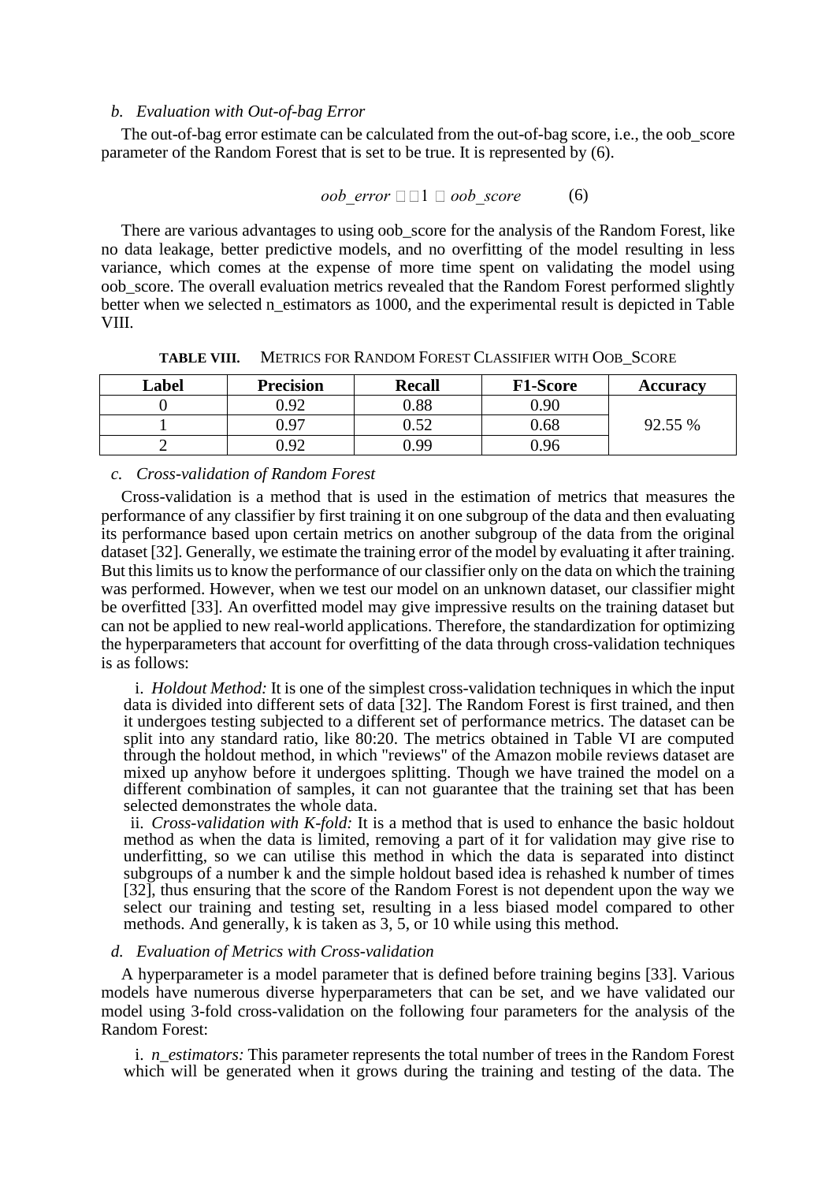### b. Evaluation with Out-of-bag Error

The out-of-bag error estimate can be calculated from the out-of-bag score, i.e., the oob_score parameter of the Random Forest that is set to be true. It is represented by (6).

$$oob\_error = 1 - oob\_score \qquad (6)$$

There are various advantages to using oob_score for the analysis of the Random Forest, like no data leakage, better predictive models, and no overfitting of the model resulting in less variance, which comes at the expense of more time spent on validating the model using oob_score. The overall evaluation metrics revealed that the Random Forest performed slightly better when we selected n_estimators as 1000, and the experimental result is depicted in Table VIII.

**TABLE VIII.** METRICS FOR RANDOM FOREST CLASSIFIER WITH OOB_SCORE

| Label | Precision | Recall | F1-Score | Accuracy |
|---|---|---|---|---|
| 0 | 0.92 | 0.88 | 0.90 | 92.55 % |
| 1 | 0.97 | 0.52 | 0.68 | |
| 2 | 0.92 | 0.99 | 0.96 | |

### c. Cross-validation of Random Forest

Cross-validation is a method that is used in the estimation of metrics that measures the performance of any classifier by first training it on one subgroup of the data and then evaluating its performance based upon certain metrics on another subgroup of the data from the original dataset [32]. Generally, we estimate the training error of the model by evaluating it after training. But this limits us to know the performance of our classifier only on the data on which the training was performed. However, when we test our model on an unknown dataset, our classifier might be overfitted [33]. An overfitted model may give impressive results on the training dataset but can not be applied to new real-world applications. Therefore, the standardization for optimizing the hyperparameters that account for overfitting of the data through cross-validation techniques is as follows:

i. *Holdout Method:* It is one of the simplest cross-validation techniques in which the input data is divided into different sets of data [32]. The Random Forest is first trained, and then it undergoes testing subjected to a different set of performance metrics. The dataset can be split into any standard ratio, like 80:20. The metrics obtained in Table VI are computed through the holdout method, in which "reviews" of the Amazon mobile reviews dataset are mixed up anyhow before it undergoes splitting. Though we have trained the model on a different combination of samples, it can not guarantee that the training set that has been selected demonstrates the whole data.

ii. *Cross-validation with K-fold:* It is a method that is used to enhance the basic holdout method as when the data is limited, removing a part of it for validation may give rise to underfitting, so we can utilise this method in which the data is separated into distinct subgroups of a number k and the simple holdout based idea is rehashed k number of times [32], thus ensuring that the score of the Random Forest is not dependent upon the way we select our training and testing set, resulting in a less biased model compared to other methods. And generally, k is taken as 3, 5, or 10 while using this method.

### d. Evaluation of Metrics with Cross-validation

A hyperparameter is a model parameter that is defined before training begins [33]. Various models have numerous diverse hyperparameters that can be set, and we have validated our model using 3-fold cross-validation on the following four parameters for the analysis of the Random Forest:

i. *n_estimators:* This parameter represents the total number of trees in the Random Forest which will be generated when it grows during the training and testing of the data. The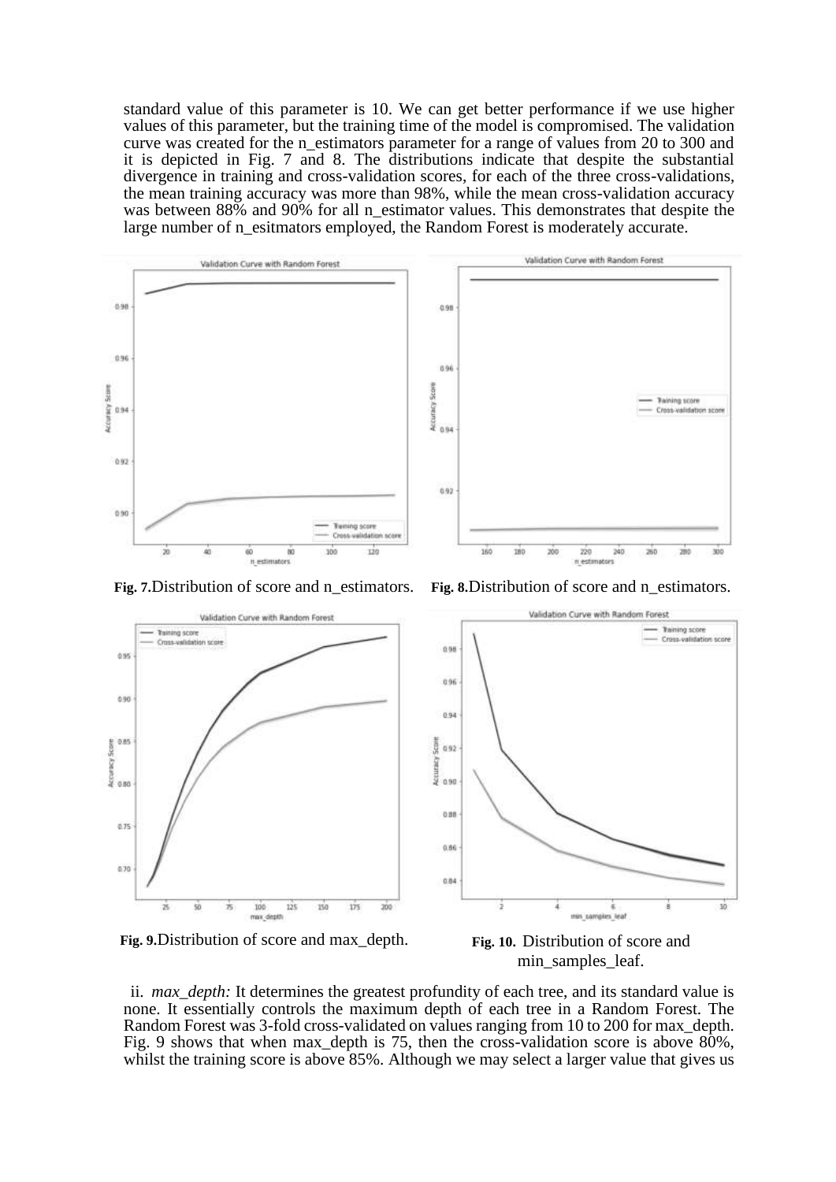standard value of this parameter is 10. We can get better performance if we use higher values of this parameter, but the training time of the model is compromised. The validation curve was created for the n_estimators parameter for a range of values from 20 to 300 and it is depicted in Fig. 7 and 8. The distributions indicate that despite the substantial divergence in training and cross-validation scores, for each of the three cross-validations, the mean training accuracy was more than 98%, while the mean cross-validation accuracy was between 88% and 90% for all n_estimator values. This demonstrates that despite the large number of n_esitmators employed, the Random Forest is moderately accurate.

**Fig. 7.** Distribution of score and n_estimators.

**Fig. 8.** Distribution of score and n_estimators.

**Fig. 9.** Distribution of score and max_depth.

**Fig. 10.** Distribution of score and min_samples_leaf.

ii. *max_depth:* It determines the greatest profundity of each tree, and its standard value is none. It essentially controls the maximum depth of each tree in a Random Forest. The Random Forest was 3-fold cross-validated on values ranging from 10 to 200 for max_depth. Fig. 9 shows that when max_depth is 75, then the cross-validation score is above 80%, whilst the training score is above 85%. Although we may select a larger value that gives us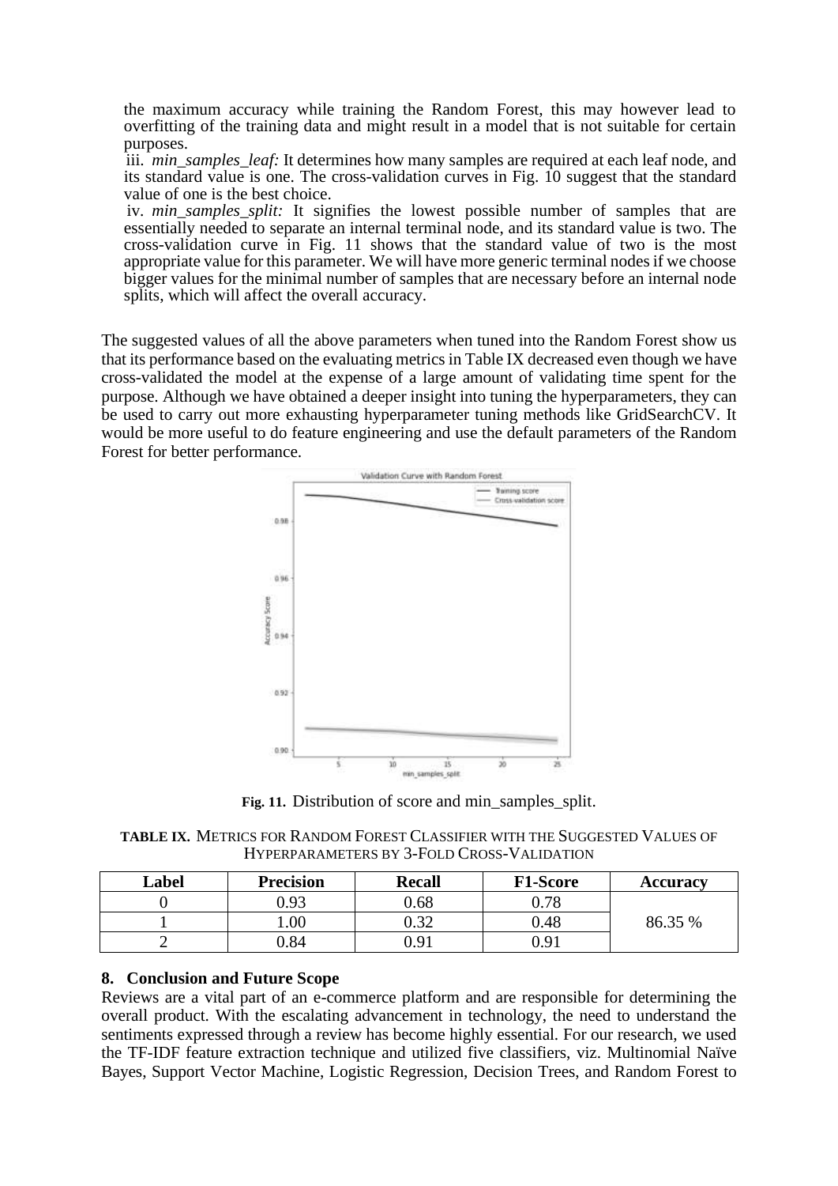the maximum accuracy while training the Random Forest, this may however lead to overfitting of the training data and might result in a model that is not suitable for certain purposes.

iii. *min_samples_leaf:* It determines how many samples are required at each leaf node, and its standard value is one. The cross-validation curves in Fig. 10 suggest that the standard value of one is the best choice.

iv. *min_samples_split:* It signifies the lowest possible number of samples that are essentially needed to separate an internal terminal node, and its standard value is two. The cross-validation curve in Fig. 11 shows that the standard value of two is the most appropriate value for this parameter. We will have more generic terminal nodes if we choose bigger values for the minimal number of samples that are necessary before an internal node splits, which will affect the overall accuracy.

The suggested values of all the above parameters when tuned into the Random Forest show us that its performance based on the evaluating metrics in Table IX decreased even though we have cross-validated the model at the expense of a large amount of validating time spent for the purpose. Although we have obtained a deeper insight into tuning the hyperparameters, they can be used to carry out more exhausting hyperparameter tuning methods like GridSearchCV. It would be more useful to do feature engineering and use the default parameters of the Random Forest for better performance.

**Fig. 11.** Distribution of score and min_samples_split.

**TABLE IX.** METRICS FOR RANDOM FOREST CLASSIFIER WITH THE SUGGESTED VALUES OF HYPERPARAMETERS BY 3-FOLD CROSS-VALIDATION

| Label | Precision | Recall | F1-Score | Accuracy |
|---|---|---|---|---|
| 0 | 0.93 | 0.68 | 0.78 | 86.35 % |
| 1 | 1.00 | 0.32 | 0.48 | |
| 2 | 0.84 | 0.91 | 0.91 | |

## 8. Conclusion and Future Scope

Reviews are a vital part of an e-commerce platform and are responsible for determining the overall product. With the escalating advancement in technology, the need to understand the sentiments expressed through a review has become highly essential. For our research, we used the TF-IDF feature extraction technique and utilized five classifiers, viz. Multinomial Naïve Bayes, Support Vector Machine, Logistic Regression, Decision Trees, and Random Forest to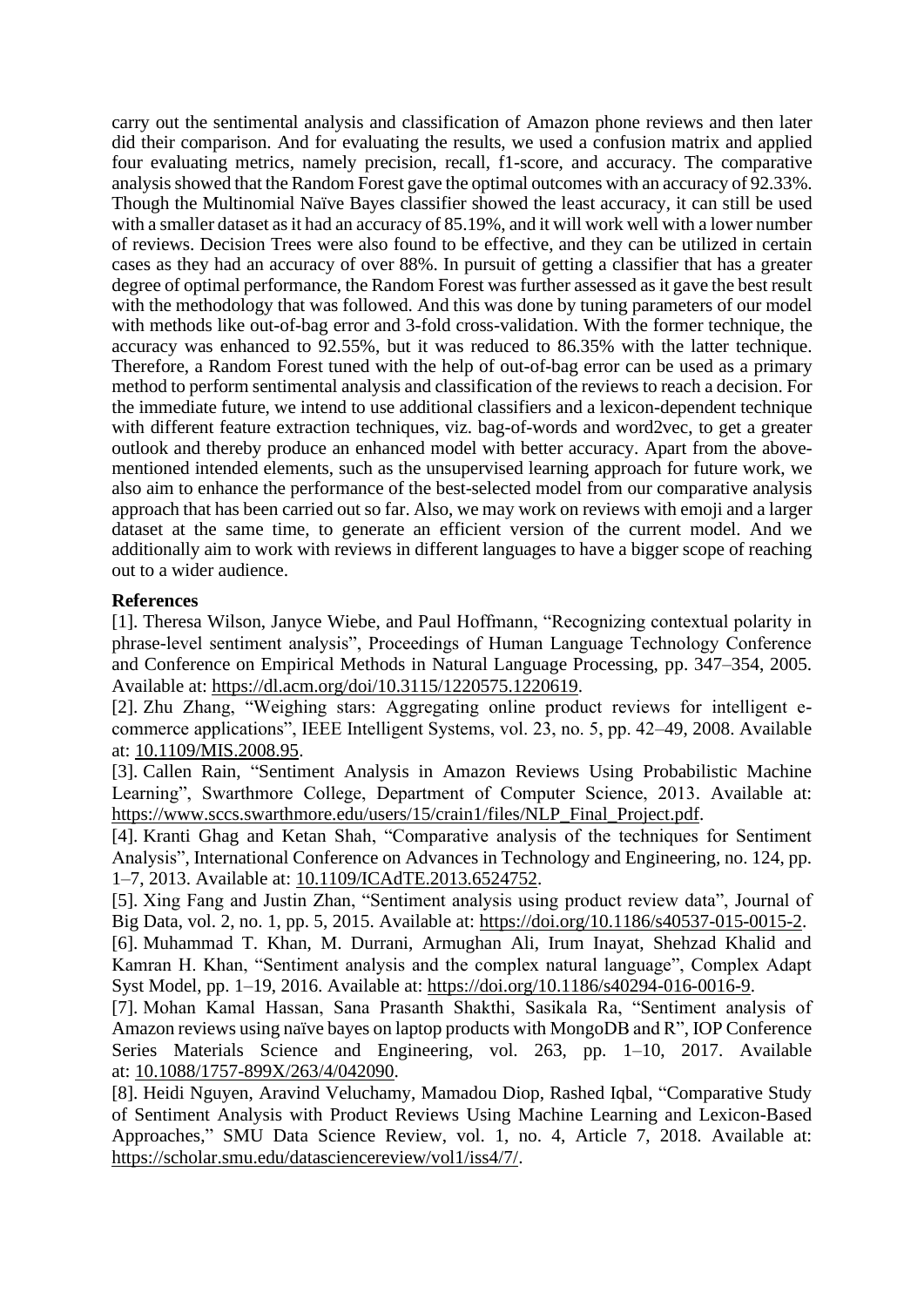carry out the sentimental analysis and classification of Amazon phone reviews and then later did their comparison. And for evaluating the results, we used a confusion matrix and applied four evaluating metrics, namely precision, recall, f1-score, and accuracy. The comparative analysis showed that the Random Forest gave the optimal outcomes with an accuracy of 92.33%. Though the Multinomial Naïve Bayes classifier showed the least accuracy, it can still be used with a smaller dataset as it had an accuracy of 85.19%, and it will work well with a lower number of reviews. Decision Trees were also found to be effective, and they can be utilized in certain cases as they had an accuracy of over 88%. In pursuit of getting a classifier that has a greater degree of optimal performance, the Random Forest was further assessed as it gave the best result with the methodology that was followed. And this was done by tuning parameters of our model with methods like out-of-bag error and 3-fold cross-validation. With the former technique, the accuracy was enhanced to 92.55%, but it was reduced to 86.35% with the latter technique. Therefore, a Random Forest tuned with the help of out-of-bag error can be used as a primary method to perform sentimental analysis and classification of the reviews to reach a decision. For the immediate future, we intend to use additional classifiers and a lexicon-dependent technique with different feature extraction techniques, viz. bag-of-words and word2vec, to get a greater outlook and thereby produce an enhanced model with better accuracy. Apart from the above-mentioned intended elements, such as the unsupervised learning approach for future work, we also aim to enhance the performance of the best-selected model from our comparative analysis approach that has been carried out so far. Also, we may work on reviews with emoji and a larger dataset at the same time, to generate an efficient version of the current model. And we additionally aim to work with reviews in different languages to have a bigger scope of reaching out to a wider audience.

**References**

[1]. Theresa Wilson, Janyce Wiebe, and Paul Hoffmann, "Recognizing contextual polarity in phrase-level sentiment analysis", Proceedings of Human Language Technology Conference and Conference on Empirical Methods in Natural Language Processing, pp. 347–354, 2005. Available at: https://dl.acm.org/doi/10.3115/1220575.1220619.

[2]. Zhu Zhang, "Weighing stars: Aggregating online product reviews for intelligent e-commerce applications", IEEE Intelligent Systems, vol. 23, no. 5, pp. 42–49, 2008. Available at: 10.1109/MIS.2008.95.

[3]. Callen Rain, "Sentiment Analysis in Amazon Reviews Using Probabilistic Machine Learning", Swarthmore College, Department of Computer Science, 2013. Available at: https://www.sccs.swarthmore.edu/users/15/crain1/files/NLP_Final_Project.pdf.

[4]. Kranti Ghag and Ketan Shah, "Comparative analysis of the techniques for Sentiment Analysis", International Conference on Advances in Technology and Engineering, no. 124, pp. 1–7, 2013. Available at: 10.1109/ICAdTE.2013.6524752.

[5]. Xing Fang and Justin Zhan, "Sentiment analysis using product review data", Journal of Big Data, vol. 2, no. 1, pp. 5, 2015. Available at: https://doi.org/10.1186/s40537-015-0015-2.

[6]. Muhammad T. Khan, M. Durrani, Armughan Ali, Irum Inayat, Shehzad Khalid and Kamran H. Khan, "Sentiment analysis and the complex natural language", Complex Adapt Syst Model, pp. 1–19, 2016. Available at: https://doi.org/10.1186/s40294-016-0016-9.

[7]. Mohan Kamal Hassan, Sana Prasanth Shakthi, Sasikala Ra, "Sentiment analysis of Amazon reviews using naïve bayes on laptop products with MongoDB and R", IOP Conference Series Materials Science and Engineering, vol. 263, pp. 1–10, 2017. Available at: 10.1088/1757-899X/263/4/042090.

[8]. Heidi Nguyen, Aravind Veluchamy, Mamadou Diop, Rashed Iqbal, "Comparative Study of Sentiment Analysis with Product Reviews Using Machine Learning and Lexicon-Based Approaches," SMU Data Science Review, vol. 1, no. 4, Article 7, 2018. Available at: https://scholar.smu.edu/datasciencereview/vol1/iss4/7/.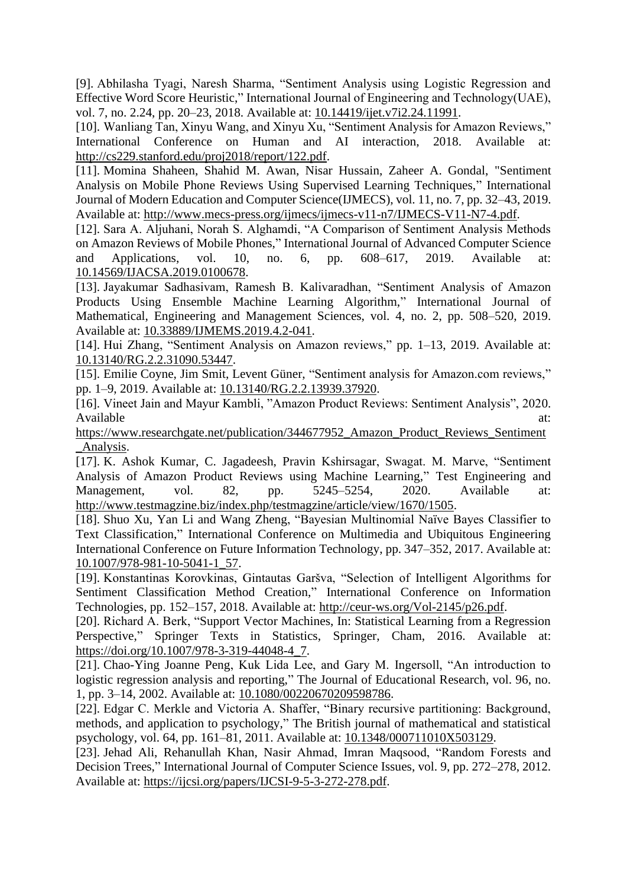[9]. Abhilasha Tyagi, Naresh Sharma, "Sentiment Analysis using Logistic Regression and Effective Word Score Heuristic," International Journal of Engineering and Technology(UAE), vol. 7, no. 2.24, pp. 20–23, 2018. Available at: 10.14419/ijet.v7i2.24.11991.

[10]. Wanliang Tan, Xinyu Wang, and Xinyu Xu, "Sentiment Analysis for Amazon Reviews," International Conference on Human and AI interaction, 2018. Available at: http://cs229.stanford.edu/proj2018/report/122.pdf.

[11]. Momina Shaheen, Shahid M. Awan, Nisar Hussain, Zaheer A. Gondal, "Sentiment Analysis on Mobile Phone Reviews Using Supervised Learning Techniques," International Journal of Modern Education and Computer Science(IJMECS), vol. 11, no. 7, pp. 32–43, 2019. Available at: http://www.mecs-press.org/ijmecs/ijmecs-v11-n7/IJMECS-V11-N7-4.pdf.

[12]. Sara A. Aljuhani, Norah S. Alghamdi, "A Comparison of Sentiment Analysis Methods on Amazon Reviews of Mobile Phones," International Journal of Advanced Computer Science and Applications, vol. 10, no. 6, pp. 608–617, 2019. Available at: 10.14569/IJACSA.2019.0100678.

[13]. Jayakumar Sadhasivam, Ramesh B. Kalivaradhan, "Sentiment Analysis of Amazon Products Using Ensemble Machine Learning Algorithm," International Journal of Mathematical, Engineering and Management Sciences, vol. 4, no. 2, pp. 508–520, 2019. Available at: 10.33889/IJMEMS.2019.4.2-041.

[14]. Hui Zhang, "Sentiment Analysis on Amazon reviews," pp. 1–13, 2019. Available at: 10.13140/RG.2.2.31090.53447.

[15]. Emilie Coyne, Jim Smit, Levent Güner, "Sentiment analysis for Amazon.com reviews," pp. 1–9, 2019. Available at: 10.13140/RG.2.2.13939.37920.

[16]. Vineet Jain and Mayur Kambli, "Amazon Product Reviews: Sentiment Analysis", 2020. Available at: https://www.researchgate.net/publication/344677952_Amazon_Product_Reviews_Sentiment_Analysis.

[17]. K. Ashok Kumar, C. Jagadeesh, Pravin Kshirsagar, Swagat. M. Marve, "Sentiment Analysis of Amazon Product Reviews using Machine Learning," Test Engineering and Management, vol. 82, pp. 5245–5254, 2020. Available at: http://www.testmagzine.biz/index.php/testmagzine/article/view/1670/1505.

[18]. Shuo Xu, Yan Li and Wang Zheng, "Bayesian Multinomial Naïve Bayes Classifier to Text Classification," International Conference on Multimedia and Ubiquitous Engineering International Conference on Future Information Technology, pp. 347–352, 2017. Available at: 10.1007/978-981-10-5041-1_57.

[19]. Konstantinas Korovkinas, Gintautas Garšva, "Selection of Intelligent Algorithms for Sentiment Classification Method Creation," International Conference on Information Technologies, pp. 152–157, 2018. Available at: http://ceur-ws.org/Vol-2145/p26.pdf.

[20]. Richard A. Berk, "Support Vector Machines, In: Statistical Learning from a Regression Perspective," Springer Texts in Statistics, Springer, Cham, 2016. Available at: https://doi.org/10.1007/978-3-319-44048-4_7.

[21]. Chao-Ying Joanne Peng, Kuk Lida Lee, and Gary M. Ingersoll, "An introduction to logistic regression analysis and reporting," The Journal of Educational Research, vol. 96, no. 1, pp. 3–14, 2002. Available at: 10.1080/00220670209598786.

[22]. Edgar C. Merkle and Victoria A. Shaffer, "Binary recursive partitioning: Background, methods, and application to psychology," The British journal of mathematical and statistical psychology, vol. 64, pp. 161–81, 2011. Available at: 10.1348/000711010X503129.

[23]. Jehad Ali, Rehanullah Khan, Nasir Ahmad, Imran Maqsood, "Random Forests and Decision Trees," International Journal of Computer Science Issues, vol. 9, pp. 272–278, 2012. Available at: https://ijcsi.org/papers/IJCSI-9-5-3-272-278.pdf.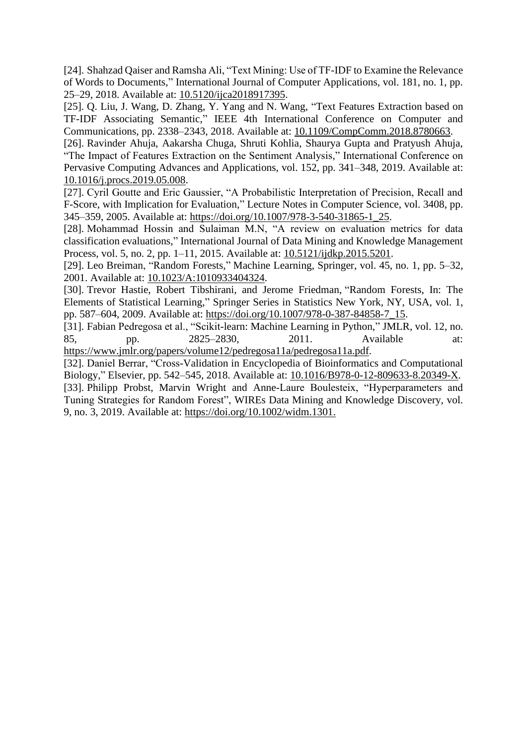[24]. Shahzad Qaiser and Ramsha Ali, "Text Mining: Use of TF-IDF to Examine the Relevance of Words to Documents," International Journal of Computer Applications, vol. 181, no. 1, pp. 25–29, 2018. Available at: 10.5120/ijca2018917395.

[25]. Q. Liu, J. Wang, D. Zhang, Y. Yang and N. Wang, "Text Features Extraction based on TF-IDF Associating Semantic," IEEE 4th International Conference on Computer and Communications, pp. 2338–2343, 2018. Available at: 10.1109/CompComm.2018.8780663.

[26]. Ravinder Ahuja, Aakarsha Chuga, Shruti Kohlia, Shaurya Gupta and Pratyush Ahuja, "The Impact of Features Extraction on the Sentiment Analysis," International Conference on Pervasive Computing Advances and Applications, vol. 152, pp. 341–348, 2019. Available at: 10.1016/j.procs.2019.05.008.

[27]. Cyril Goutte and Eric Gaussier, "A Probabilistic Interpretation of Precision, Recall and F-Score, with Implication for Evaluation," Lecture Notes in Computer Science, vol. 3408, pp. 345–359, 2005. Available at: https://doi.org/10.1007/978-3-540-31865-1_25.

[28]. Mohammad Hossin and Sulaiman M.N, "A review on evaluation metrics for data classification evaluations," International Journal of Data Mining and Knowledge Management Process, vol. 5, no. 2, pp. 1–11, 2015. Available at: 10.5121/ijdkp.2015.5201.

[29]. Leo Breiman, "Random Forests," Machine Learning, Springer, vol. 45, no. 1, pp. 5–32, 2001. Available at: 10.1023/A:1010933404324.

[30]. Trevor Hastie, Robert Tibshirani, and Jerome Friedman, "Random Forests, In: The Elements of Statistical Learning," Springer Series in Statistics New York, NY, USA, vol. 1, pp. 587–604, 2009. Available at: https://doi.org/10.1007/978-0-387-84858-7_15.

[31]. Fabian Pedregosa et al., "Scikit-learn: Machine Learning in Python," JMLR, vol. 12, no. 85, pp. 2825–2830, 2011. Available at: https://www.jmlr.org/papers/volume12/pedregosa11a/pedregosa11a.pdf.

[32]. Daniel Berrar, "Cross-Validation in Encyclopedia of Bioinformatics and Computational Biology," Elsevier, pp. 542–545, 2018. Available at: 10.1016/B978-0-12-809633-8.20349-X.

[33]. Philipp Probst, Marvin Wright and Anne-Laure Boulesteix, "Hyperparameters and Tuning Strategies for Random Forest", WIREs Data Mining and Knowledge Discovery, vol. 9, no. 3, 2019. Available at: https://doi.org/10.1002/widm.1301.